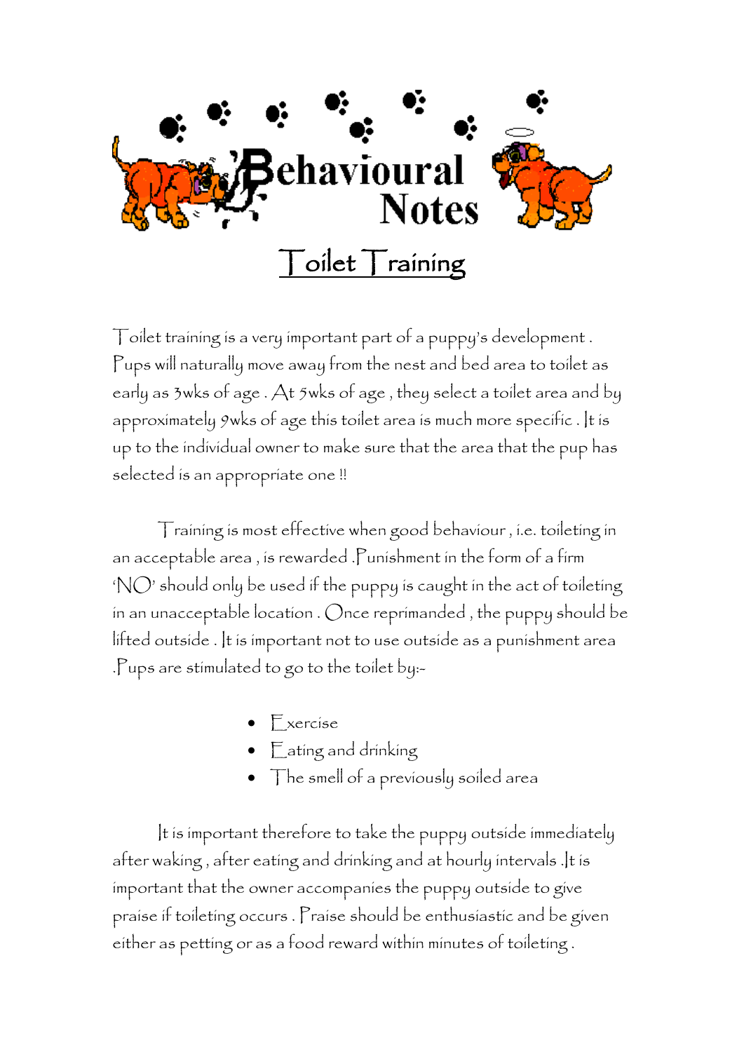# Behavioural Notes

## Toilet Training

Toilet training is a very important part of a puppy's development . Pups will naturally move away from the nest and bed area to toilet as early as 3wks of age . At 5wks of age , they select a toilet area and by approximately 9wks of age this toilet area is much more specific . It is up to the individual owner to make sure that the area that the pup has selected is an appropriate one !!

Training is most effective when good behaviour , i.e. toileting in an acceptable area , is rewarded .Punishment in the form of a firm 'NO' should only be used if the puppy is caught in the act of toileting in an unacceptable location . Once reprimanded , the puppy should be lifted outside . It is important not to use outside as a punishment area .Pups are stimulated to go to the toilet by:-

- Exercise
- Eating and drinking
- The smell of a previously soiled area

It is important therefore to take the puppy outside immediately after waking , after eating and drinking and at hourly intervals .It is important that the owner accompanies the puppy outside to give praise if toileting occurs . Praise should be enthusiastic and be given either as petting or as a food reward within minutes of toileting .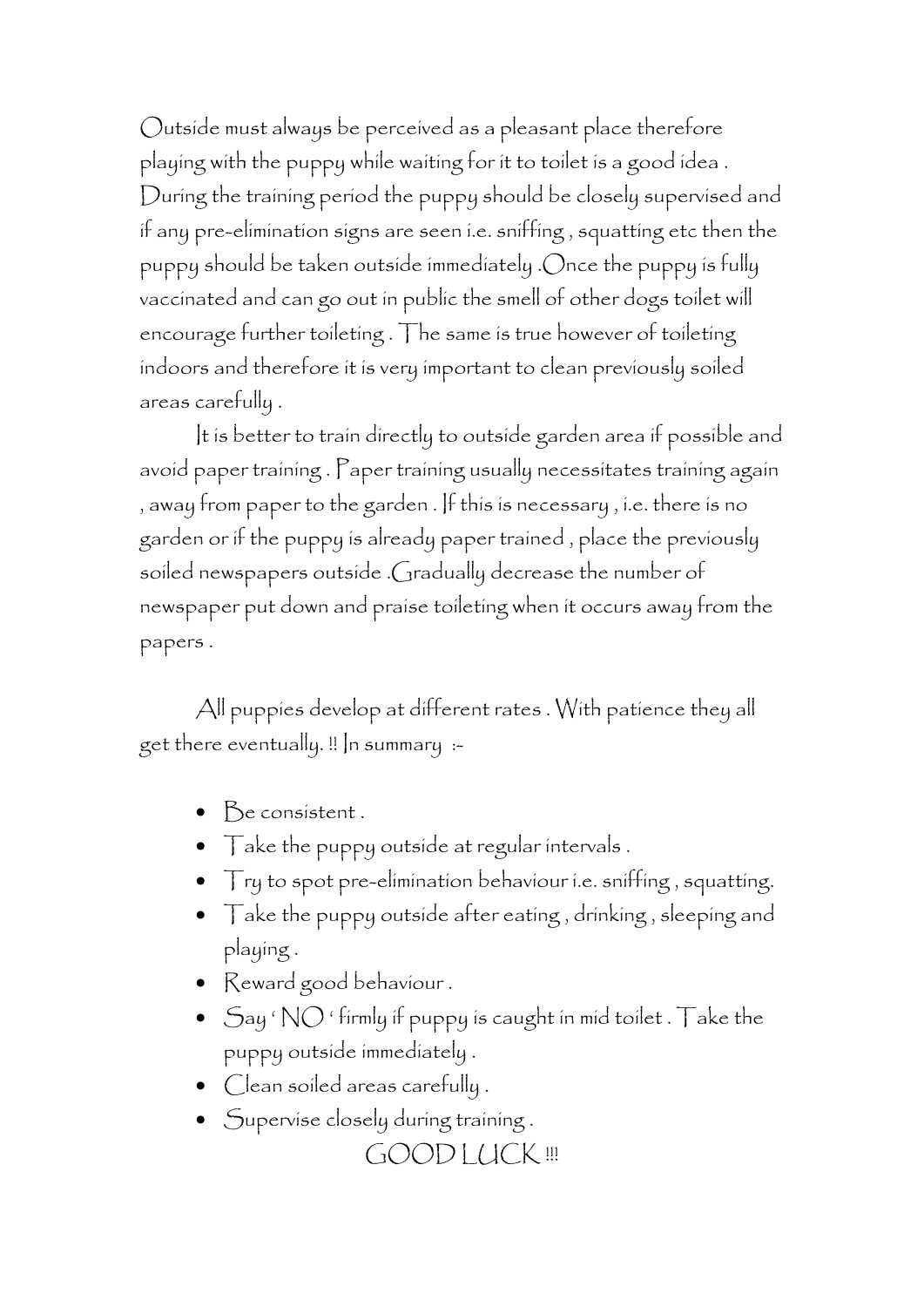Outside must always be perceived as a pleasant place therefore playing with the puppy while waiting for it to toilet is a good idea . During the training period the puppy should be closely supervised and if any pre-elimination signs are seen i.e. sniffing , squatting etc then the puppy should be taken outside immediately .Once the puppy is fully vaccinated and can go out in public the smell of other dogs toilet will encourage further toileting . The same is true however of toileting indoors and therefore it is very important to clean previously soiled areas carefully .

It is better to train directly to outside garden area if possible and avoid paper training . Paper training usually necessitates training again , away from paper to the garden . If this is necessary , i.e. there is no garden or if the puppy is already paper trained , place the previously soiled newspapers outside .Gradually decrease the number of newspaper put down and praise toileting when it occurs away from the papers .

All puppies develop at different rates . With patience they all get there eventually. !! In summary :-

- Be consistent .
- Take the puppy outside at regular intervals .
- Try to spot pre-elimination behaviour i.e. sniffing , squatting.
- Take the puppy outside after eating , drinking , sleeping and playing .
- Reward good behaviour .
- Say ' NO ' firmly if puppy is caught in mid toilet . Take the puppy outside immediately .
- Clean soiled areas carefully .
- Supervise closely during training .

GOOD LUCK !!!